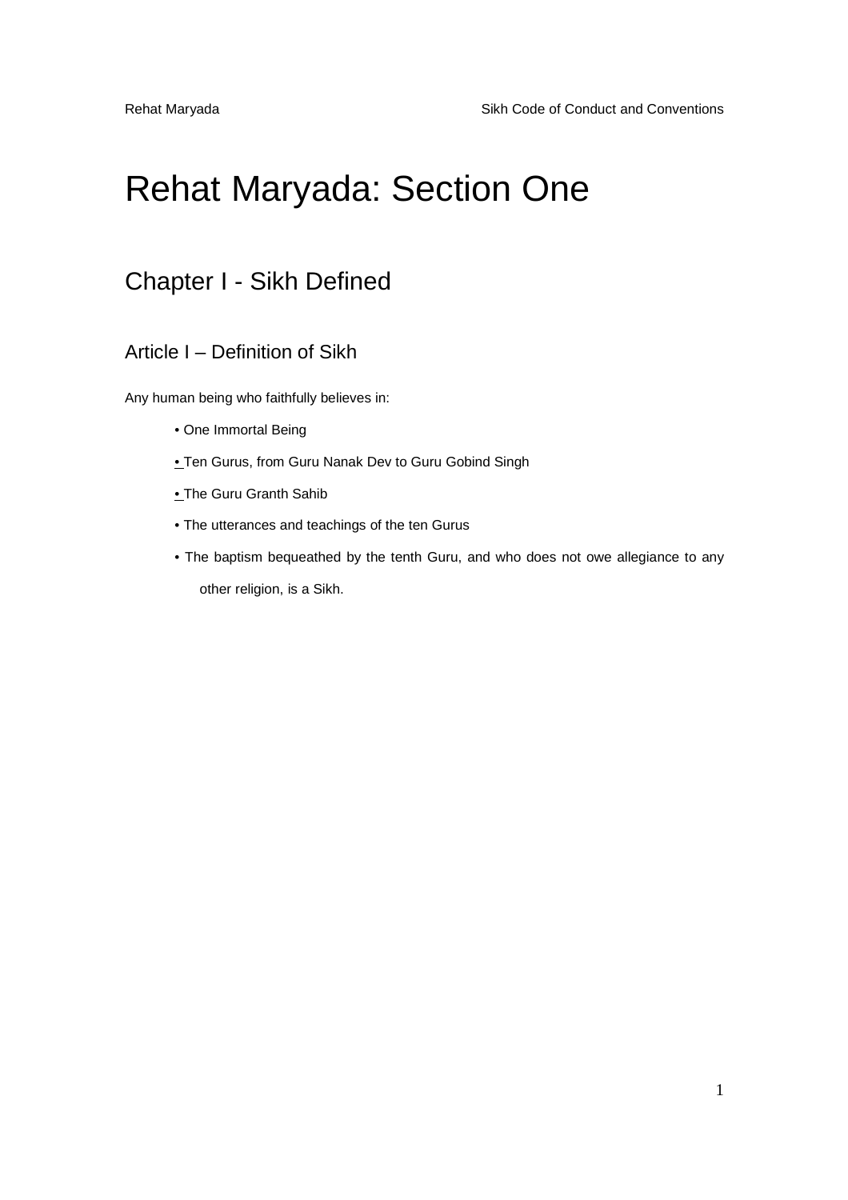# Rehat Maryada: Section One

## Chapter I - Sikh Defined

### Article I – Definition of Sikh

Any human being who faithfully believes in:

- One Immortal Being
- Ten Gurus, from Guru Nanak Dev to Guru Gobind Singh
- The Guru Granth Sahib
- The utterances and teachings of the ten Gurus
- The baptism bequeathed by the tenth Guru, and who does not owe allegiance to any other religion, is a Sikh.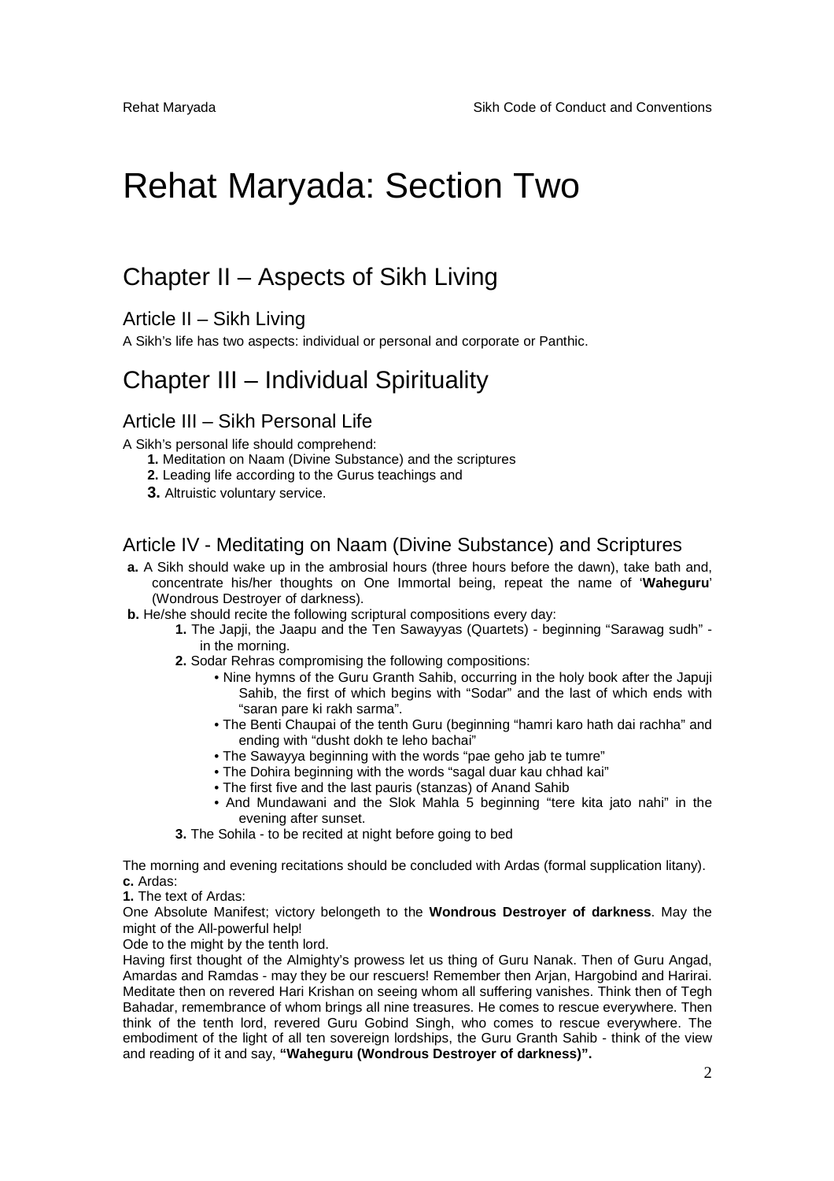# Rehat Maryada: Section Two

## Chapter II – Aspects of Sikh Living

### Article II – Sikh Living

A Sikh's life has two aspects: individual or personal and corporate or Panthic.

## Chapter III – Individual Spirituality

### Article III – Sikh Personal Life

A Sikh's personal life should comprehend:

1. Meditation on Naam (Divine Substance) and the scriptures
2. Leading life according to the Gurus teachings and
3. Altruistic voluntary service.

### Article IV - Meditating on Naam (Divine Substance) and Scriptures

**a.** A Sikh should wake up in the ambrosial hours (three hours before the dawn), take bath and, concentrate his/her thoughts on One Immortal being, repeat the name of '**Waheguru**' (Wondrous Destroyer of darkness).

**b.** He/she should recite the following scriptural compositions every day:

1. The Japji, the Jaapu and the Ten Sawayyas (Quartets) - beginning "Sarawag sudh" - in the morning.
2. Sodar Rehras compromising the following compositions:
   - Nine hymns of the Guru Granth Sahib, occurring in the holy book after the Japuji Sahib, the first of which begins with "Sodar" and the last of which ends with "saran pare ki rakh sarma".
   - The Benti Chaupai of the tenth Guru (beginning "hamri karo hath dai rachha" and ending with "dusht dokh te leho bachai"
   - The Sawayya beginning with the words "pae geho jab te tumre"
   - The Dohira beginning with the words "sagal duar kau chhad kai"
   - The first five and the last pauris (stanzas) of Anand Sahib
   - And Mundawani and the Slok Mahla 5 beginning "tere kita jato nahi" in the evening after sunset.
3. The Sohila - to be recited at night before going to bed

The morning and evening recitations should be concluded with Ardas (formal supplication litany).

**c.** Ardas:

**1.** The text of Ardas:

One Absolute Manifest; victory belongeth to the **Wondrous Destroyer of darkness**. May the might of the All-powerful help!

Ode to the might by the tenth lord.

Having first thought of the Almighty's prowess let us thing of Guru Nanak. Then of Guru Angad, Amardas and Ramdas - may they be our rescuers! Remember then Arjan, Hargobind and Harirai. Meditate then on revered Hari Krishan on seeing whom all suffering vanishes. Think then of Tegh Bahadar, remembrance of whom brings all nine treasures. He comes to rescue everywhere. Then think of the tenth lord, revered Guru Gobind Singh, who comes to rescue everywhere. The embodiment of the light of all ten sovereign lordships, the Guru Granth Sahib - think of the view and reading of it and say, **"Waheguru (Wondrous Destroyer of darkness)".**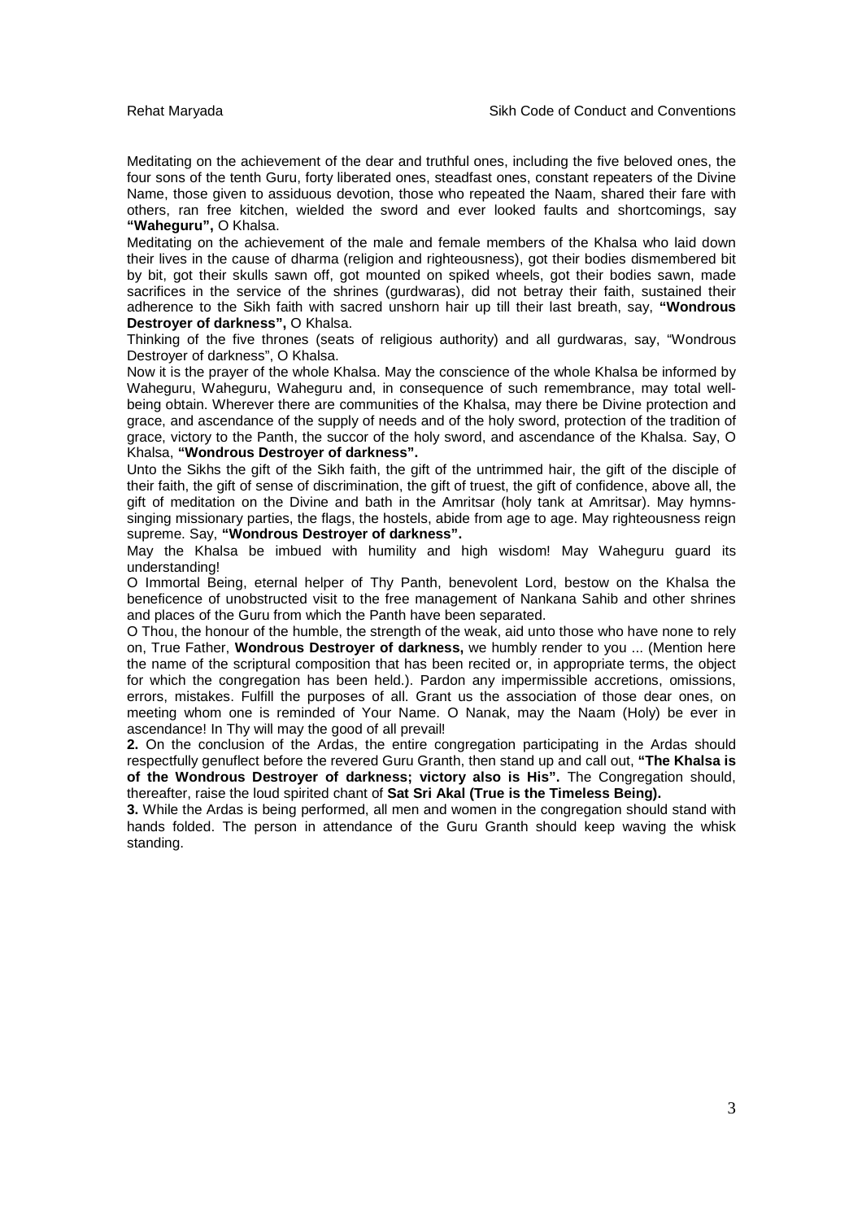Meditating on the achievement of the dear and truthful ones, including the five beloved ones, the four sons of the tenth Guru, forty liberated ones, steadfast ones, constant repeaters of the Divine Name, those given to assiduous devotion, those who repeated the Naam, shared their fare with others, ran free kitchen, wielded the sword and ever looked faults and shortcomings, say **"Waheguru",** O Khalsa.

Meditating on the achievement of the male and female members of the Khalsa who laid down their lives in the cause of dharma (religion and righteousness), got their bodies dismembered bit by bit, got their skulls sawn off, got mounted on spiked wheels, got their bodies sawn, made sacrifices in the service of the shrines (gurdwaras), did not betray their faith, sustained their adherence to the Sikh faith with sacred unshorn hair up till their last breath, say, **"Wondrous Destroyer of darkness",** O Khalsa.

Thinking of the five thrones (seats of religious authority) and all gurdwaras, say, "Wondrous Destroyer of darkness", O Khalsa.

Now it is the prayer of the whole Khalsa. May the conscience of the whole Khalsa be informed by Waheguru, Waheguru, Waheguru and, in consequence of such remembrance, may total well-being obtain. Wherever there are communities of the Khalsa, may there be Divine protection and grace, and ascendance of the supply of needs and of the holy sword, protection of the tradition of grace, victory to the Panth, the succor of the holy sword, and ascendance of the Khalsa. Say, O Khalsa, **"Wondrous Destroyer of darkness".**

Unto the Sikhs the gift of the Sikh faith, the gift of the untrimmed hair, the gift of the disciple of their faith, the gift of sense of discrimination, the gift of truest, the gift of confidence, above all, the gift of meditation on the Divine and bath in the Amritsar (holy tank at Amritsar). May hymns-singing missionary parties, the flags, the hostels, abide from age to age. May righteousness reign supreme. Say, **"Wondrous Destroyer of darkness".**

May the Khalsa be imbued with humility and high wisdom! May Waheguru guard its understanding!

O Immortal Being, eternal helper of Thy Panth, benevolent Lord, bestow on the Khalsa the beneficence of unobstructed visit to the free management of Nankana Sahib and other shrines and places of the Guru from which the Panth have been separated.

O Thou, the honour of the humble, the strength of the weak, aid unto those who have none to rely on, True Father, **Wondrous Destroyer of darkness,** we humbly render to you ... (Mention here the name of the scriptural composition that has been recited or, in appropriate terms, the object for which the congregation has been held.). Pardon any impermissible accretions, omissions, errors, mistakes. Fulfill the purposes of all. Grant us the association of those dear ones, on meeting whom one is reminded of Your Name. O Nanak, may the Naam (Holy) be ever in ascendance! In Thy will may the good of all prevail!

**2.** On the conclusion of the Ardas, the entire congregation participating in the Ardas should respectfully genuflect before the revered Guru Granth, then stand up and call out, **"The Khalsa is of the Wondrous Destroyer of darkness; victory also is His".** The Congregation should, thereafter, raise the loud spirited chant of **Sat Sri Akal (True is the Timeless Being).**

**3.** While the Ardas is being performed, all men and women in the congregation should stand with hands folded. The person in attendance of the Guru Granth should keep waving the whisk standing.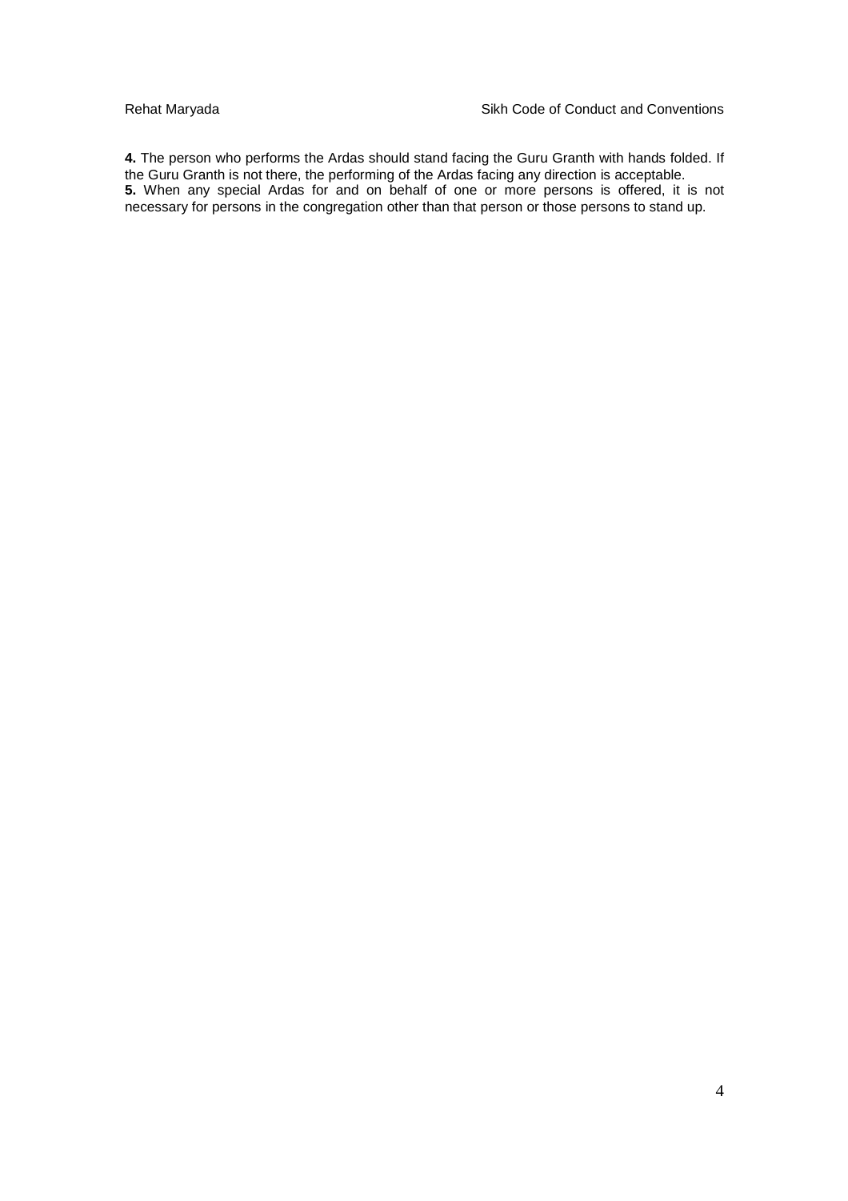**4.** The person who performs the Ardas should stand facing the Guru Granth with hands folded. If the Guru Granth is not there, the performing of the Ardas facing any direction is acceptable.

**5.** When any special Ardas for and on behalf of one or more persons is offered, it is not necessary for persons in the congregation other than that person or those persons to stand up.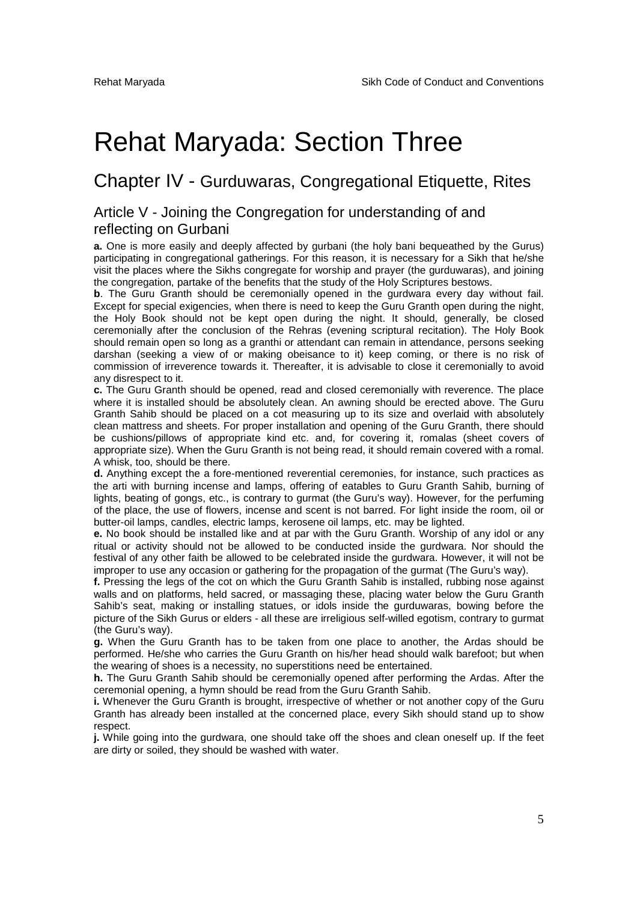# Rehat Maryada: Section Three

## Chapter IV - Gurduwaras, Congregational Etiquette, Rites

### Article V - Joining the Congregation for understanding of and reflecting on Gurbani

**a.** One is more easily and deeply affected by gurbani (the holy bani bequeathed by the Gurus) participating in congregational gatherings. For this reason, it is necessary for a Sikh that he/she visit the places where the Sikhs congregate for worship and prayer (the gurduwaras), and joining the congregation, partake of the benefits that the study of the Holy Scriptures bestows.

**b**. The Guru Granth should be ceremonially opened in the gurdwara every day without fail. Except for special exigencies, when there is need to keep the Guru Granth open during the night, the Holy Book should not be kept open during the night. It should, generally, be closed ceremonially after the conclusion of the Rehras (evening scriptural recitation). The Holy Book should remain open so long as a granthi or attendant can remain in attendance, persons seeking darshan (seeking a view of or making obeisance to it) keep coming, or there is no risk of commission of irreverence towards it. Thereafter, it is advisable to close it ceremonially to avoid any disrespect to it.

**c.** The Guru Granth should be opened, read and closed ceremonially with reverence. The place where it is installed should be absolutely clean. An awning should be erected above. The Guru Granth Sahib should be placed on a cot measuring up to its size and overlaid with absolutely clean mattress and sheets. For proper installation and opening of the Guru Granth, there should be cushions/pillows of appropriate kind etc. and, for covering it, romalas (sheet covers of appropriate size). When the Guru Granth is not being read, it should remain covered with a romal. A whisk, too, should be there.

**d.** Anything except the a fore-mentioned reverential ceremonies, for instance, such practices as the arti with burning incense and lamps, offering of eatables to Guru Granth Sahib, burning of lights, beating of gongs, etc., is contrary to gurmat (the Guru's way). However, for the perfuming of the place, the use of flowers, incense and scent is not barred. For light inside the room, oil or butter-oil lamps, candles, electric lamps, kerosene oil lamps, etc. may be lighted.

**e.** No book should be installed like and at par with the Guru Granth. Worship of any idol or any ritual or activity should not be allowed to be conducted inside the gurdwara. Nor should the festival of any other faith be allowed to be celebrated inside the gurdwara. However, it will not be improper to use any occasion or gathering for the propagation of the gurmat (The Guru's way).

**f.** Pressing the legs of the cot on which the Guru Granth Sahib is installed, rubbing nose against walls and on platforms, held sacred, or massaging these, placing water below the Guru Granth Sahib's seat, making or installing statues, or idols inside the gurduwaras, bowing before the picture of the Sikh Gurus or elders - all these are irreligious self-willed egotism, contrary to gurmat (the Guru's way).

**g.** When the Guru Granth has to be taken from one place to another, the Ardas should be performed. He/she who carries the Guru Granth on his/her head should walk barefoot; but when the wearing of shoes is a necessity, no superstitions need be entertained.

**h.** The Guru Granth Sahib should be ceremonially opened after performing the Ardas. After the ceremonial opening, a hymn should be read from the Guru Granth Sahib.

**i.** Whenever the Guru Granth is brought, irrespective of whether or not another copy of the Guru Granth has already been installed at the concerned place, every Sikh should stand up to show respect.

**j.** While going into the gurdwara, one should take off the shoes and clean oneself up. If the feet are dirty or soiled, they should be washed with water.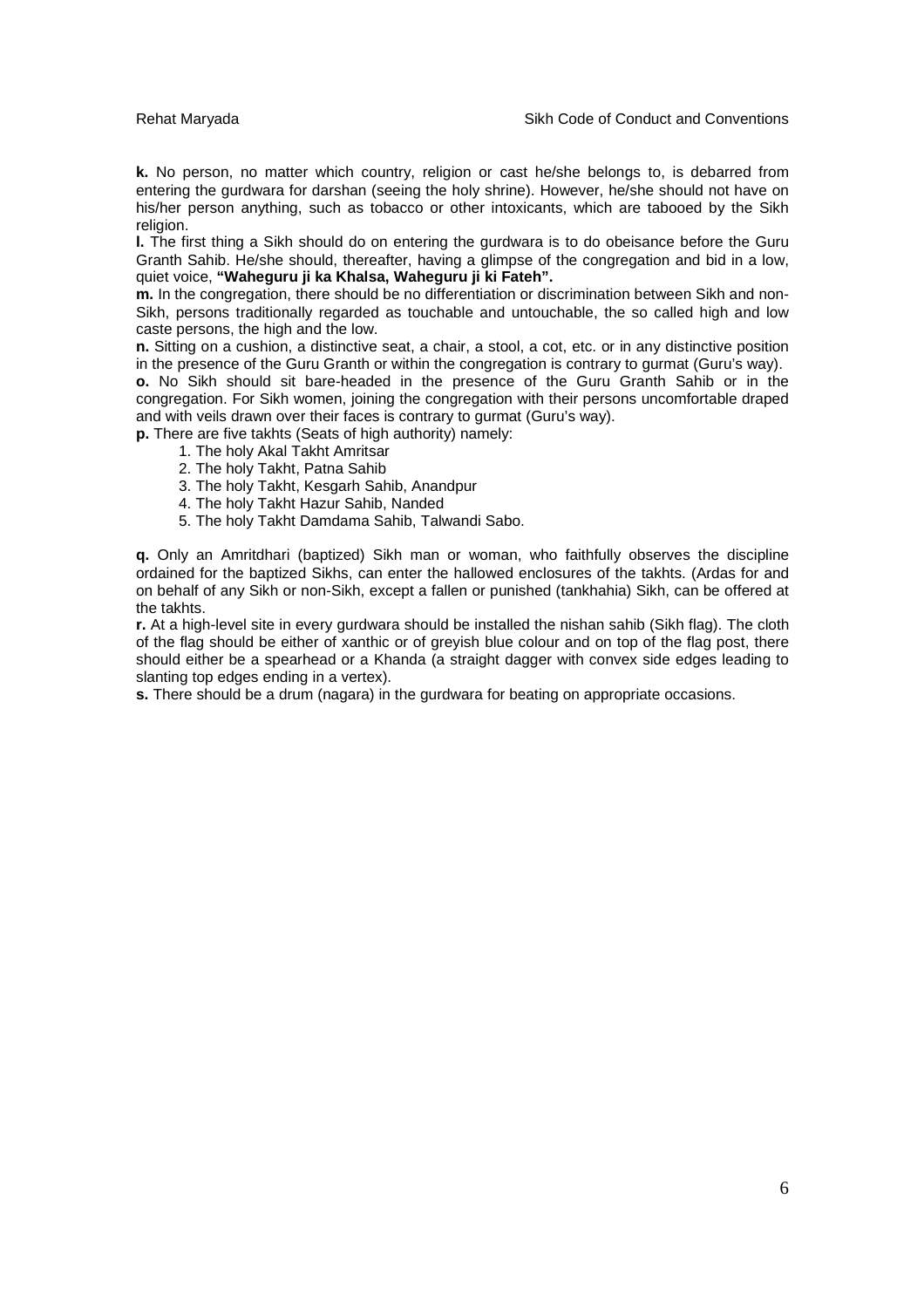**k.** No person, no matter which country, religion or cast he/she belongs to, is debarred from entering the gurdwara for darshan (seeing the holy shrine). However, he/she should not have on his/her person anything, such as tobacco or other intoxicants, which are tabooed by the Sikh religion.

**l.** The first thing a Sikh should do on entering the gurdwara is to do obeisance before the Guru Granth Sahib. He/she should, thereafter, having a glimpse of the congregation and bid in a low, quiet voice, **"Waheguru ji ka Khalsa, Waheguru ji ki Fateh".**

**m.** In the congregation, there should be no differentiation or discrimination between Sikh and non-Sikh, persons traditionally regarded as touchable and untouchable, the so called high and low caste persons, the high and the low.

**n.** Sitting on a cushion, a distinctive seat, a chair, a stool, a cot, etc. or in any distinctive position in the presence of the Guru Granth or within the congregation is contrary to gurmat (Guru's way).

**o.** No Sikh should sit bare-headed in the presence of the Guru Granth Sahib or in the congregation. For Sikh women, joining the congregation with their persons uncomfortable draped and with veils drawn over their faces is contrary to gurmat (Guru's way).

**p.** There are five takhts (Seats of high authority) namely:

1. The holy Akal Takht Amritsar
2. The holy Takht, Patna Sahib
3. The holy Takht, Kesgarh Sahib, Anandpur
4. The holy Takht Hazur Sahib, Nanded
5. The holy Takht Damdama Sahib, Talwandi Sabo.

**q.** Only an Amritdhari (baptized) Sikh man or woman, who faithfully observes the discipline ordained for the baptized Sikhs, can enter the hallowed enclosures of the takhts. (Ardas for and on behalf of any Sikh or non-Sikh, except a fallen or punished (tankhahia) Sikh, can be offered at the takhts.

**r.** At a high-level site in every gurdwara should be installed the nishan sahib (Sikh flag). The cloth of the flag should be either of xanthic or of greyish blue colour and on top of the flag post, there should either be a spearhead or a Khanda (a straight dagger with convex side edges leading to slanting top edges ending in a vertex).

**s.** There should be a drum (nagara) in the gurdwara for beating on appropriate occasions.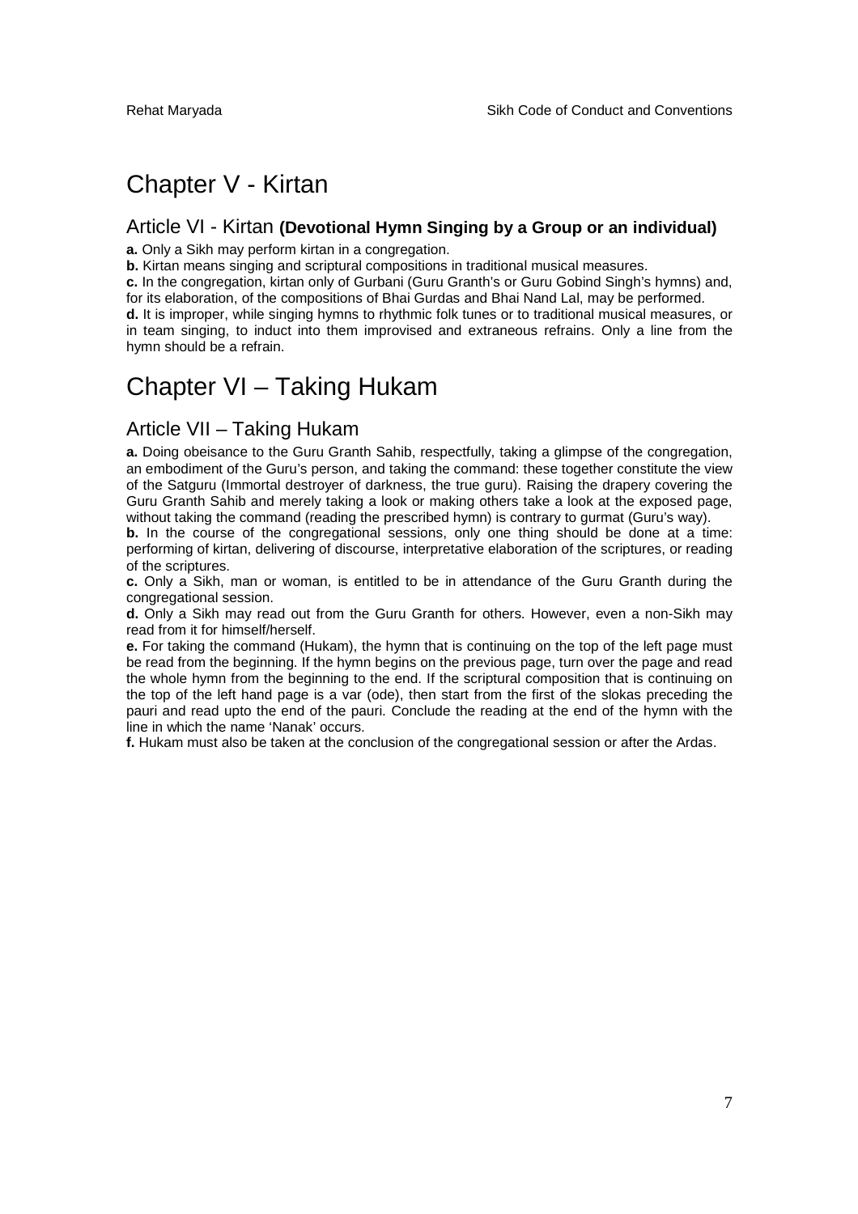# Chapter V - Kirtan

## Article VI - Kirtan **(Devotional Hymn Singing by a Group or an individual)**

**a.** Only a Sikh may perform kirtan in a congregation.

**b.** Kirtan means singing and scriptural compositions in traditional musical measures.

**c.** In the congregation, kirtan only of Gurbani (Guru Granth's or Guru Gobind Singh's hymns) and, for its elaboration, of the compositions of Bhai Gurdas and Bhai Nand Lal, may be performed.

**d.** It is improper, while singing hymns to rhythmic folk tunes or to traditional musical measures, or in team singing, to induct into them improvised and extraneous refrains. Only a line from the hymn should be a refrain.

# Chapter VI – Taking Hukam

## Article VII – Taking Hukam

**a.** Doing obeisance to the Guru Granth Sahib, respectfully, taking a glimpse of the congregation, an embodiment of the Guru's person, and taking the command: these together constitute the view of the Satguru (Immortal destroyer of darkness, the true guru). Raising the drapery covering the Guru Granth Sahib and merely taking a look or making others take a look at the exposed page, without taking the command (reading the prescribed hymn) is contrary to gurmat (Guru's way).

**b.** In the course of the congregational sessions, only one thing should be done at a time: performing of kirtan, delivering of discourse, interpretative elaboration of the scriptures, or reading of the scriptures.

**c.** Only a Sikh, man or woman, is entitled to be in attendance of the Guru Granth during the congregational session.

**d.** Only a Sikh may read out from the Guru Granth for others. However, even a non-Sikh may read from it for himself/herself.

**e.** For taking the command (Hukam), the hymn that is continuing on the top of the left page must be read from the beginning. If the hymn begins on the previous page, turn over the page and read the whole hymn from the beginning to the end. If the scriptural composition that is continuing on the top of the left hand page is a var (ode), then start from the first of the slokas preceding the pauri and read upto the end of the pauri. Conclude the reading at the end of the hymn with the line in which the name 'Nanak' occurs.

**f.** Hukam must also be taken at the conclusion of the congregational session or after the Ardas.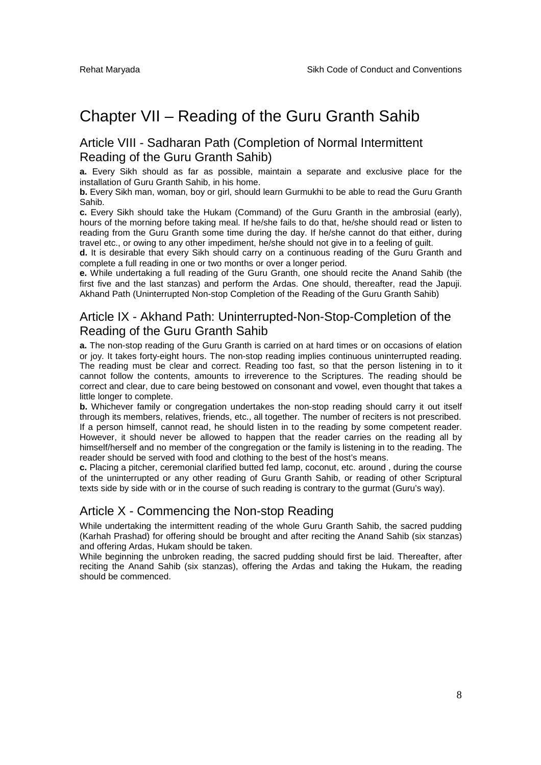# Chapter VII – Reading of the Guru Granth Sahib

## Article VIII - Sadharan Path (Completion of Normal Intermittent Reading of the Guru Granth Sahib)

**a.** Every Sikh should as far as possible, maintain a separate and exclusive place for the installation of Guru Granth Sahib, in his home.

**b.** Every Sikh man, woman, boy or girl, should learn Gurmukhi to be able to read the Guru Granth Sahib.

**c.** Every Sikh should take the Hukam (Command) of the Guru Granth in the ambrosial (early), hours of the morning before taking meal. If he/she fails to do that, he/she should read or listen to reading from the Guru Granth some time during the day. If he/she cannot do that either, during travel etc., or owing to any other impediment, he/she should not give in to a feeling of guilt.

**d.** It is desirable that every Sikh should carry on a continuous reading of the Guru Granth and complete a full reading in one or two months or over a longer period.

**e.** While undertaking a full reading of the Guru Granth, one should recite the Anand Sahib (the first five and the last stanzas) and perform the Ardas. One should, thereafter, read the Japuji. Akhand Path (Uninterrupted Non-stop Completion of the Reading of the Guru Granth Sahib)

## Article IX - Akhand Path: Uninterrupted-Non-Stop-Completion of the Reading of the Guru Granth Sahib

**a.** The non-stop reading of the Guru Granth is carried on at hard times or on occasions of elation or joy. It takes forty-eight hours. The non-stop reading implies continuous uninterrupted reading. The reading must be clear and correct. Reading too fast, so that the person listening in to it cannot follow the contents, amounts to irreverence to the Scriptures. The reading should be correct and clear, due to care being bestowed on consonant and vowel, even thought that takes a little longer to complete.

**b.** Whichever family or congregation undertakes the non-stop reading should carry it out itself through its members, relatives, friends, etc., all together. The number of reciters is not prescribed. If a person himself, cannot read, he should listen in to the reading by some competent reader. However, it should never be allowed to happen that the reader carries on the reading all by himself/herself and no member of the congregation or the family is listening in to the reading. The reader should be served with food and clothing to the best of the host's means.

**c.** Placing a pitcher, ceremonial clarified butted fed lamp, coconut, etc. around , during the course of the uninterrupted or any other reading of Guru Granth Sahib, or reading of other Scriptural texts side by side with or in the course of such reading is contrary to the gurmat (Guru's way).

## Article X - Commencing the Non-stop Reading

While undertaking the intermittent reading of the whole Guru Granth Sahib, the sacred pudding (Karhah Prashad) for offering should be brought and after reciting the Anand Sahib (six stanzas) and offering Ardas, Hukam should be taken.

While beginning the unbroken reading, the sacred pudding should first be laid. Thereafter, after reciting the Anand Sahib (six stanzas), offering the Ardas and taking the Hukam, the reading should be commenced.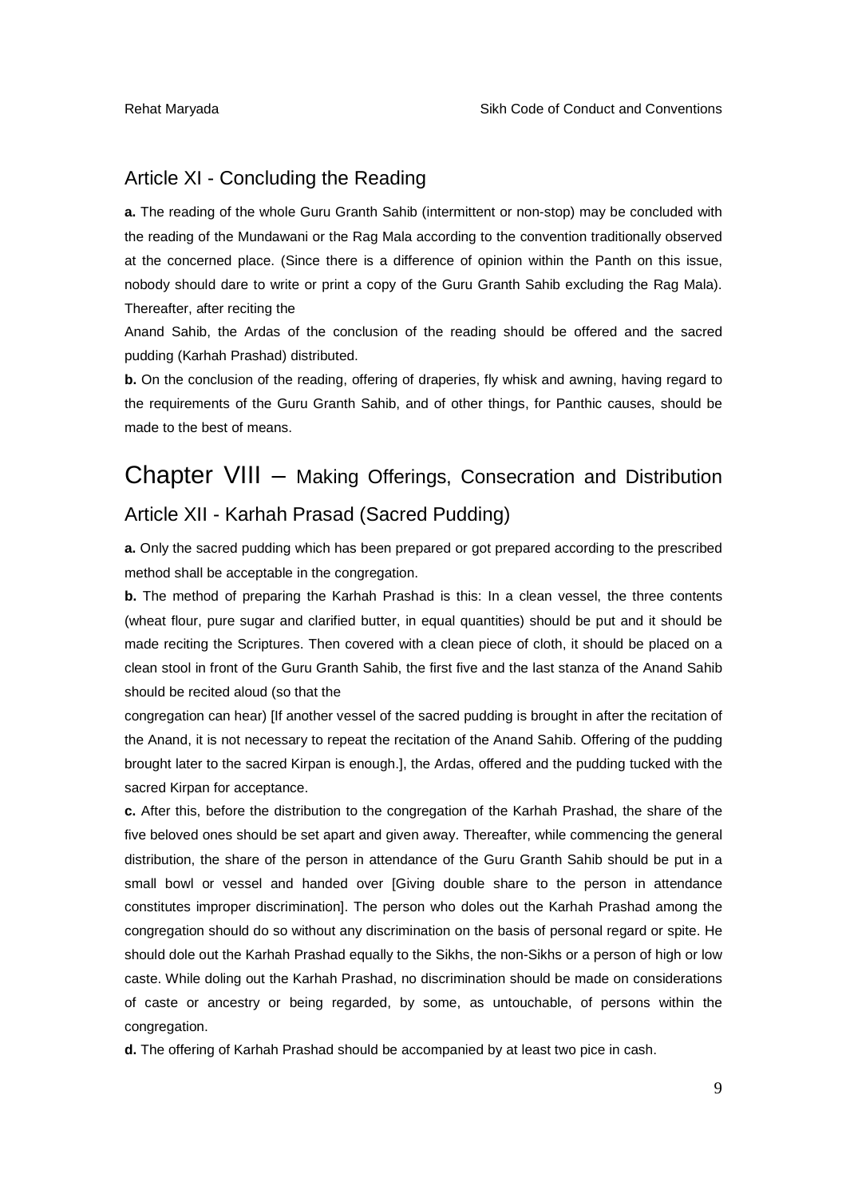## Article XI - Concluding the Reading

**a.** The reading of the whole Guru Granth Sahib (intermittent or non-stop) may be concluded with the reading of the Mundawani or the Rag Mala according to the convention traditionally observed at the concerned place. (Since there is a difference of opinion within the Panth on this issue, nobody should dare to write or print a copy of the Guru Granth Sahib excluding the Rag Mala). Thereafter, after reciting the Anand Sahib, the Ardas of the conclusion of the reading should be offered and the sacred pudding (Karhah Prashad) distributed.

**b.** On the conclusion of the reading, offering of draperies, fly whisk and awning, having regard to the requirements of the Guru Granth Sahib, and of other things, for Panthic causes, should be made to the best of means.

# Chapter VIII – Making Offerings, Consecration and Distribution

## Article XII - Karhah Prasad (Sacred Pudding)

**a.** Only the sacred pudding which has been prepared or got prepared according to the prescribed method shall be acceptable in the congregation.

**b.** The method of preparing the Karhah Prashad is this: In a clean vessel, the three contents (wheat flour, pure sugar and clarified butter, in equal quantities) should be put and it should be made reciting the Scriptures. Then covered with a clean piece of cloth, it should be placed on a clean stool in front of the Guru Granth Sahib, the first five and the last stanza of the Anand Sahib should be recited aloud (so that the congregation can hear) [If another vessel of the sacred pudding is brought in after the recitation of the Anand, it is not necessary to repeat the recitation of the Anand Sahib. Offering of the pudding brought later to the sacred Kirpan is enough.], the Ardas, offered and the pudding tucked with the sacred Kirpan for acceptance.

**c.** After this, before the distribution to the congregation of the Karhah Prashad, the share of the five beloved ones should be set apart and given away. Thereafter, while commencing the general distribution, the share of the person in attendance of the Guru Granth Sahib should be put in a small bowl or vessel and handed over [Giving double share to the person in attendance constitutes improper discrimination]. The person who doles out the Karhah Prashad among the congregation should do so without any discrimination on the basis of personal regard or spite. He should dole out the Karhah Prashad equally to the Sikhs, the non-Sikhs or a person of high or low caste. While doling out the Karhah Prashad, no discrimination should be made on considerations of caste or ancestry or being regarded, by some, as untouchable, of persons within the congregation.

**d.** The offering of Karhah Prashad should be accompanied by at least two pice in cash.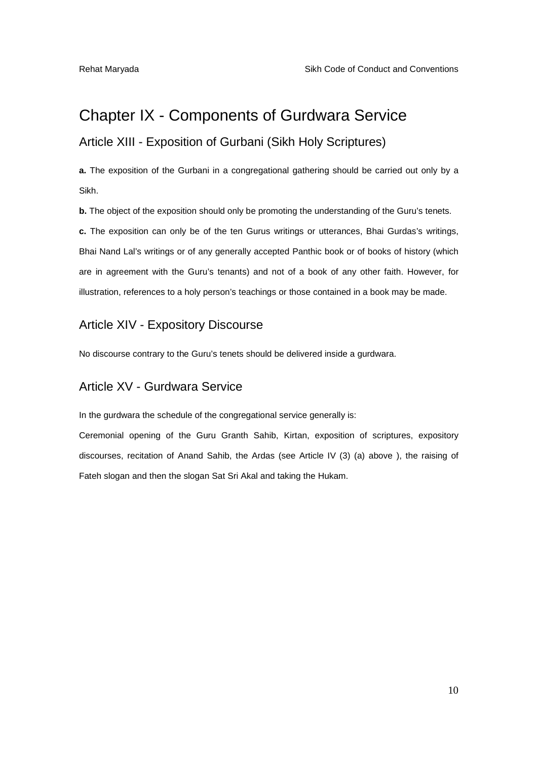# Chapter IX - Components of Gurdwara Service

## Article XIII - Exposition of Gurbani (Sikh Holy Scriptures)

**a.** The exposition of the Gurbani in a congregational gathering should be carried out only by a Sikh.

**b.** The object of the exposition should only be promoting the understanding of the Guru's tenets.

**c.** The exposition can only be of the ten Gurus writings or utterances, Bhai Gurdas's writings, Bhai Nand Lal's writings or of any generally accepted Panthic book or of books of history (which are in agreement with the Guru's tenants) and not of a book of any other faith. However, for illustration, references to a holy person's teachings or those contained in a book may be made.

## Article XIV - Expository Discourse

No discourse contrary to the Guru's tenets should be delivered inside a gurdwara.

## Article XV - Gurdwara Service

In the gurdwara the schedule of the congregational service generally is:

Ceremonial opening of the Guru Granth Sahib, Kirtan, exposition of scriptures, expository discourses, recitation of Anand Sahib, the Ardas (see Article IV (3) (a) above ), the raising of Fateh slogan and then the slogan Sat Sri Akal and taking the Hukam.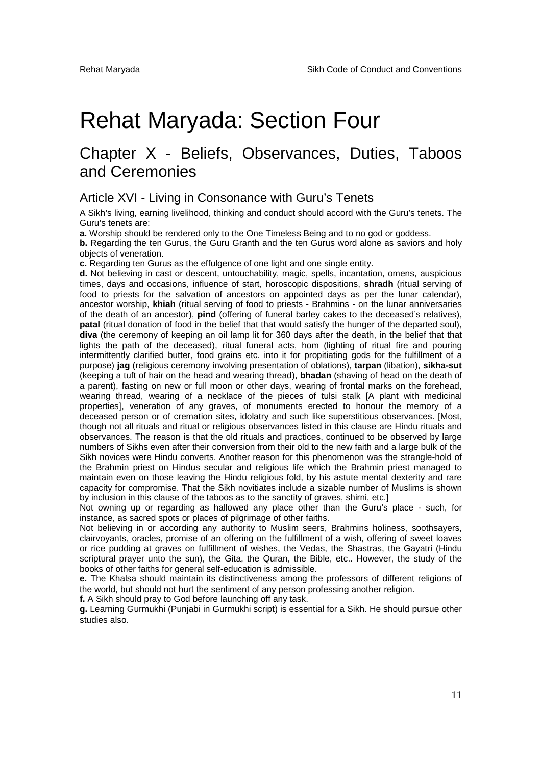# Rehat Maryada: Section Four

## Chapter X - Beliefs, Observances, Duties, Taboos and Ceremonies

### Article XVI - Living in Consonance with Guru's Tenets

A Sikh's living, earning livelihood, thinking and conduct should accord with the Guru's tenets. The Guru's tenets are:

**a.** Worship should be rendered only to the One Timeless Being and to no god or goddess.

**b.** Regarding the ten Gurus, the Guru Granth and the ten Gurus word alone as saviors and holy objects of veneration.

**c.** Regarding ten Gurus as the effulgence of one light and one single entity.

**d.** Not believing in cast or descent, untouchability, magic, spells, incantation, omens, auspicious times, days and occasions, influence of start, horoscopic dispositions, **shradh** (ritual serving of food to priests for the salvation of ancestors on appointed days as per the lunar calendar), ancestor worship, **khiah** (ritual serving of food to priests - Brahmins - on the lunar anniversaries of the death of an ancestor), **pind** (offering of funeral barley cakes to the deceased's relatives), **patal** (ritual donation of food in the belief that that would satisfy the hunger of the departed soul), **diva** (the ceremony of keeping an oil lamp lit for 360 days after the death, in the belief that that lights the path of the deceased), ritual funeral acts, hom (lighting of ritual fire and pouring intermittently clarified butter, food grains etc. into it for propitiating gods for the fulfillment of a purpose) **jag** (religious ceremony involving presentation of oblations), **tarpan** (libation), **sikha-sut** (keeping a tuft of hair on the head and wearing thread), **bhadan** (shaving of head on the death of a parent), fasting on new or full moon or other days, wearing of frontal marks on the forehead, wearing thread, wearing of a necklace of the pieces of tulsi stalk [A plant with medicinal properties], veneration of any graves, of monuments erected to honour the memory of a deceased person or of cremation sites, idolatry and such like superstitious observances. [Most, though not all rituals and ritual or religious observances listed in this clause are Hindu rituals and observances. The reason is that the old rituals and practices, continued to be observed by large numbers of Sikhs even after their conversion from their old to the new faith and a large bulk of the Sikh novices were Hindu converts. Another reason for this phenomenon was the strangle-hold of the Brahmin priest on Hindus secular and religious life which the Brahmin priest managed to maintain even on those leaving the Hindu religious fold, by his astute mental dexterity and rare capacity for compromise. That the Sikh novitiates include a sizable number of Muslims is shown by inclusion in this clause of the taboos as to the sanctity of graves, shirni, etc.]

Not owning up or regarding as hallowed any place other than the Guru's place - such, for instance, as sacred spots or places of pilgrimage of other faiths.

Not believing in or according any authority to Muslim seers, Brahmins holiness, soothsayers, clairvoyants, oracles, promise of an offering on the fulfillment of a wish, offering of sweet loaves or rice pudding at graves on fulfillment of wishes, the Vedas, the Shastras, the Gayatri (Hindu scriptural prayer unto the sun), the Gita, the Quran, the Bible, etc.. However, the study of the books of other faiths for general self-education is admissible.

**e.** The Khalsa should maintain its distinctiveness among the professors of different religions of the world, but should not hurt the sentiment of any person professing another religion.

**f.** A Sikh should pray to God before launching off any task.

**g.** Learning Gurmukhi (Punjabi in Gurmukhi script) is essential for a Sikh. He should pursue other studies also.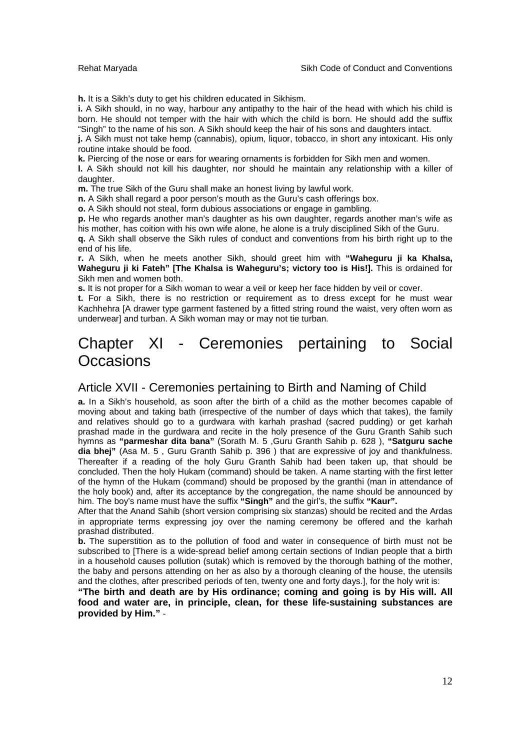**h.** It is a Sikh's duty to get his children educated in Sikhism.

**i.** A Sikh should, in no way, harbour any antipathy to the hair of the head with which his child is born. He should not temper with the hair with which the child is born. He should add the suffix "Singh" to the name of his son. A Sikh should keep the hair of his sons and daughters intact.

**j.** A Sikh must not take hemp (cannabis), opium, liquor, tobacco, in short any intoxicant. His only routine intake should be food.

**k.** Piercing of the nose or ears for wearing ornaments is forbidden for Sikh men and women.

**l.** A Sikh should not kill his daughter, nor should he maintain any relationship with a killer of daughter.

**m.** The true Sikh of the Guru shall make an honest living by lawful work.

**n.** A Sikh shall regard a poor person's mouth as the Guru's cash offerings box.

**o.** A Sikh should not steal, form dubious associations or engage in gambling.

**p.** He who regards another man's daughter as his own daughter, regards another man's wife as his mother, has coition with his own wife alone, he alone is a truly disciplined Sikh of the Guru.

**q.** A Sikh shall observe the Sikh rules of conduct and conventions from his birth right up to the end of his life.

**r.** A Sikh, when he meets another Sikh, should greet him with **"Waheguru ji ka Khalsa, Waheguru ji ki Fateh" [The Khalsa is Waheguru's; victory too is His!].** This is ordained for Sikh men and women both.

**s.** It is not proper for a Sikh woman to wear a veil or keep her face hidden by veil or cover.

**t.** For a Sikh, there is no restriction or requirement as to dress except for he must wear Kachhehra [A drawer type garment fastened by a fitted string round the waist, very often worn as underwear] and turban. A Sikh woman may or may not tie turban.

# Chapter XI - Ceremonies pertaining to Social Occasions

## Article XVII - Ceremonies pertaining to Birth and Naming of Child

**a.** In a Sikh's household, as soon after the birth of a child as the mother becomes capable of moving about and taking bath (irrespective of the number of days which that takes), the family and relatives should go to a gurdwara with karhah prashad (sacred pudding) or get karhah prashad made in the gurdwara and recite in the holy presence of the Guru Granth Sahib such hymns as **"parmeshar dita bana"** (Sorath M. 5 ,Guru Granth Sahib p. 628 ), **"Satguru sache dia bhej"** (Asa M. 5 , Guru Granth Sahib p. 396 ) that are expressive of joy and thankfulness. Thereafter if a reading of the holy Guru Granth Sahib had been taken up, that should be concluded. Then the holy Hukam (command) should be taken. A name starting with the first letter of the hymn of the Hukam (command) should be proposed by the granthi (man in attendance of the holy book) and, after its acceptance by the congregation, the name should be announced by him. The boy's name must have the suffix **"Singh"** and the girl's, the suffix **"Kaur".**

After that the Anand Sahib (short version comprising six stanzas) should be recited and the Ardas in appropriate terms expressing joy over the naming ceremony be offered and the karhah prashad distributed.

**b.** The superstition as to the pollution of food and water in consequence of birth must not be subscribed to [There is a wide-spread belief among certain sections of Indian people that a birth in a household causes pollution (sutak) which is removed by the thorough bathing of the mother, the baby and persons attending on her as also by a thorough cleaning of the house, the utensils and the clothes, after prescribed periods of ten, twenty one and forty days.], for the holy writ is:

**"The birth and death are by His ordinance; coming and going is by His will. All food and water are, in principle, clean, for these life-sustaining substances are provided by Him."** -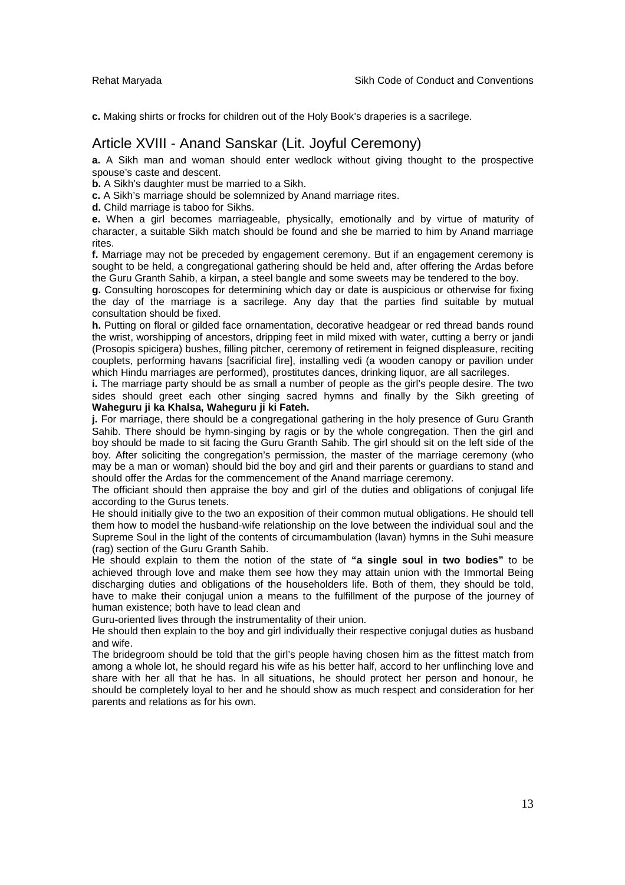**c.** Making shirts or frocks for children out of the Holy Book's draperies is a sacrilege.

## Article XVIII - Anand Sanskar (Lit. Joyful Ceremony)

**a.** A Sikh man and woman should enter wedlock without giving thought to the prospective spouse's caste and descent.

**b.** A Sikh's daughter must be married to a Sikh.

**c.** A Sikh's marriage should be solemnized by Anand marriage rites.

**d.** Child marriage is taboo for Sikhs.

**e.** When a girl becomes marriageable, physically, emotionally and by virtue of maturity of character, a suitable Sikh match should be found and she be married to him by Anand marriage rites.

**f.** Marriage may not be preceded by engagement ceremony. But if an engagement ceremony is sought to be held, a congregational gathering should be held and, after offering the Ardas before the Guru Granth Sahib, a kirpan, a steel bangle and some sweets may be tendered to the boy.

**g.** Consulting horoscopes for determining which day or date is auspicious or otherwise for fixing the day of the marriage is a sacrilege. Any day that the parties find suitable by mutual consultation should be fixed.

**h.** Putting on floral or gilded face ornamentation, decorative headgear or red thread bands round the wrist, worshipping of ancestors, dripping feet in mild mixed with water, cutting a berry or jandi (Prosopis spicigera) bushes, filling pitcher, ceremony of retirement in feigned displeasure, reciting couplets, performing havans [sacrificial fire], installing vedi (a wooden canopy or pavilion under which Hindu marriages are performed), prostitutes dances, drinking liquor, are all sacrileges.

**i.** The marriage party should be as small a number of people as the girl's people desire. The two sides should greet each other singing sacred hymns and finally by the Sikh greeting of **Waheguru ji ka Khalsa, Waheguru ji ki Fateh.**

**j.** For marriage, there should be a congregational gathering in the holy presence of Guru Granth Sahib. There should be hymn-singing by ragis or by the whole congregation. Then the girl and boy should be made to sit facing the Guru Granth Sahib. The girl should sit on the left side of the boy. After soliciting the congregation's permission, the master of the marriage ceremony (who may be a man or woman) should bid the boy and girl and their parents or guardians to stand and should offer the Ardas for the commencement of the Anand marriage ceremony.

The officiant should then appraise the boy and girl of the duties and obligations of conjugal life according to the Gurus tenets.

He should initially give to the two an exposition of their common mutual obligations. He should tell them how to model the husband-wife relationship on the love between the individual soul and the Supreme Soul in the light of the contents of circumambulation (lavan) hymns in the Suhi measure (rag) section of the Guru Granth Sahib.

He should explain to them the notion of the state of **"a single soul in two bodies"** to be achieved through love and make them see how they may attain union with the Immortal Being discharging duties and obligations of the householders life. Both of them, they should be told, have to make their conjugal union a means to the fulfillment of the purpose of the journey of human existence; both have to lead clean and Guru-oriented lives through the instrumentality of their union.

He should then explain to the boy and girl individually their respective conjugal duties as husband and wife.

The bridegroom should be told that the girl's people having chosen him as the fittest match from among a whole lot, he should regard his wife as his better half, accord to her unflinching love and share with her all that he has. In all situations, he should protect her person and honour, he should be completely loyal to her and he should show as much respect and consideration for her parents and relations as for his own.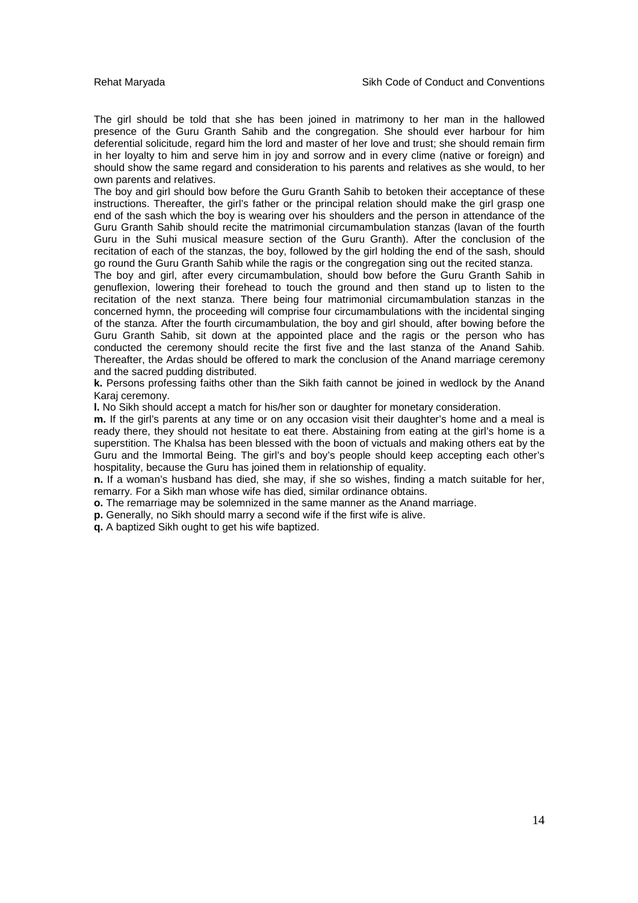The girl should be told that she has been joined in matrimony to her man in the hallowed presence of the Guru Granth Sahib and the congregation. She should ever harbour for him deferential solicitude, regard him the lord and master of her love and trust; she should remain firm in her loyalty to him and serve him in joy and sorrow and in every clime (native or foreign) and should show the same regard and consideration to his parents and relatives as she would, to her own parents and relatives.

The boy and girl should bow before the Guru Granth Sahib to betoken their acceptance of these instructions. Thereafter, the girl's father or the principal relation should make the girl grasp one end of the sash which the boy is wearing over his shoulders and the person in attendance of the Guru Granth Sahib should recite the matrimonial circumambulation stanzas (lavan of the fourth Guru in the Suhi musical measure section of the Guru Granth). After the conclusion of the recitation of each of the stanzas, the boy, followed by the girl holding the end of the sash, should go round the Guru Granth Sahib while the ragis or the congregation sing out the recited stanza.

The boy and girl, after every circumambulation, should bow before the Guru Granth Sahib in genuflexion, lowering their forehead to touch the ground and then stand up to listen to the recitation of the next stanza. There being four matrimonial circumambulation stanzas in the concerned hymn, the proceeding will comprise four circumambulations with the incidental singing of the stanza. After the fourth circumambulation, the boy and girl should, after bowing before the Guru Granth Sahib, sit down at the appointed place and the ragis or the person who has conducted the ceremony should recite the first five and the last stanza of the Anand Sahib. Thereafter, the Ardas should be offered to mark the conclusion of the Anand marriage ceremony and the sacred pudding distributed.

**k.** Persons professing faiths other than the Sikh faith cannot be joined in wedlock by the Anand Karaj ceremony.

**l.** No Sikh should accept a match for his/her son or daughter for monetary consideration.

**m.** If the girl's parents at any time or on any occasion visit their daughter's home and a meal is ready there, they should not hesitate to eat there. Abstaining from eating at the girl's home is a superstition. The Khalsa has been blessed with the boon of victuals and making others eat by the Guru and the Immortal Being. The girl's and boy's people should keep accepting each other's hospitality, because the Guru has joined them in relationship of equality.

**n.** If a woman's husband has died, she may, if she so wishes, finding a match suitable for her, remarry. For a Sikh man whose wife has died, similar ordinance obtains.

**o.** The remarriage may be solemnized in the same manner as the Anand marriage.

**p.** Generally, no Sikh should marry a second wife if the first wife is alive.

**q.** A baptized Sikh ought to get his wife baptized.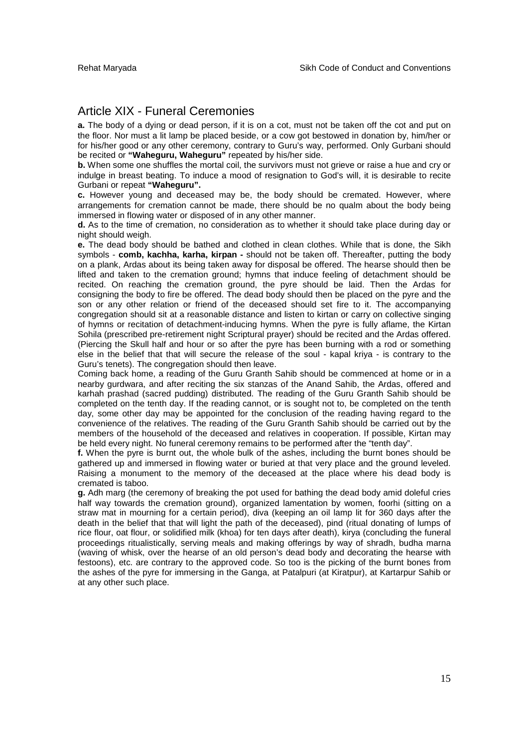## Article XIX - Funeral Ceremonies

**a.** The body of a dying or dead person, if it is on a cot, must not be taken off the cot and put on the floor. Nor must a lit lamp be placed beside, or a cow got bestowed in donation by, him/her or for his/her good or any other ceremony, contrary to Guru's way, performed. Only Gurbani should be recited or **"Waheguru, Waheguru"** repeated by his/her side.

**b.** When some one shuffles the mortal coil, the survivors must not grieve or raise a hue and cry or indulge in breast beating. To induce a mood of resignation to God's will, it is desirable to recite Gurbani or repeat **"Waheguru".**

**c.** However young and deceased may be, the body should be cremated. However, where arrangements for cremation cannot be made, there should be no qualm about the body being immersed in flowing water or disposed of in any other manner.

**d.** As to the time of cremation, no consideration as to whether it should take place during day or night should weigh.

**e.** The dead body should be bathed and clothed in clean clothes. While that is done, the Sikh symbols - **comb, kachha, karha, kirpan -** should not be taken off. Thereafter, putting the body on a plank, Ardas about its being taken away for disposal be offered. The hearse should then be lifted and taken to the cremation ground; hymns that induce feeling of detachment should be recited. On reaching the cremation ground, the pyre should be laid. Then the Ardas for consigning the body to fire be offered. The dead body should then be placed on the pyre and the son or any other relation or friend of the deceased should set fire to it. The accompanying congregation should sit at a reasonable distance and listen to kirtan or carry on collective singing of hymns or recitation of detachment-inducing hymns. When the pyre is fully aflame, the Kirtan Sohila (prescribed pre-retirement night Scriptural prayer) should be recited and the Ardas offered. (Piercing the Skull half and hour or so after the pyre has been burning with a rod or something else in the belief that that will secure the release of the soul - kapal kriya - is contrary to the Guru's tenets). The congregation should then leave.

Coming back home, a reading of the Guru Granth Sahib should be commenced at home or in a nearby gurdwara, and after reciting the six stanzas of the Anand Sahib, the Ardas, offered and karhah prashad (sacred pudding) distributed. The reading of the Guru Granth Sahib should be completed on the tenth day. If the reading cannot, or is sought not to, be completed on the tenth day, some other day may be appointed for the conclusion of the reading having regard to the convenience of the relatives. The reading of the Guru Granth Sahib should be carried out by the members of the household of the deceased and relatives in cooperation. If possible, Kirtan may be held every night. No funeral ceremony remains to be performed after the "tenth day".

**f.** When the pyre is burnt out, the whole bulk of the ashes, including the burnt bones should be gathered up and immersed in flowing water or buried at that very place and the ground leveled. Raising a monument to the memory of the deceased at the place where his dead body is cremated is taboo.

**g.** Adh marg (the ceremony of breaking the pot used for bathing the dead body amid doleful cries half way towards the cremation ground), organized lamentation by women, foorhi (sitting on a straw mat in mourning for a certain period), diva (keeping an oil lamp lit for 360 days after the death in the belief that that will light the path of the deceased), pind (ritual donating of lumps of rice flour, oat flour, or solidified milk (khoa) for ten days after death), kirya (concluding the funeral proceedings ritualistically, serving meals and making offerings by way of shradh, budha marna (waving of whisk, over the hearse of an old person's dead body and decorating the hearse with festoons), etc. are contrary to the approved code. So too is the picking of the burnt bones from the ashes of the pyre for immersing in the Ganga, at Patalpuri (at Kiratpur), at Kartarpur Sahib or at any other such place.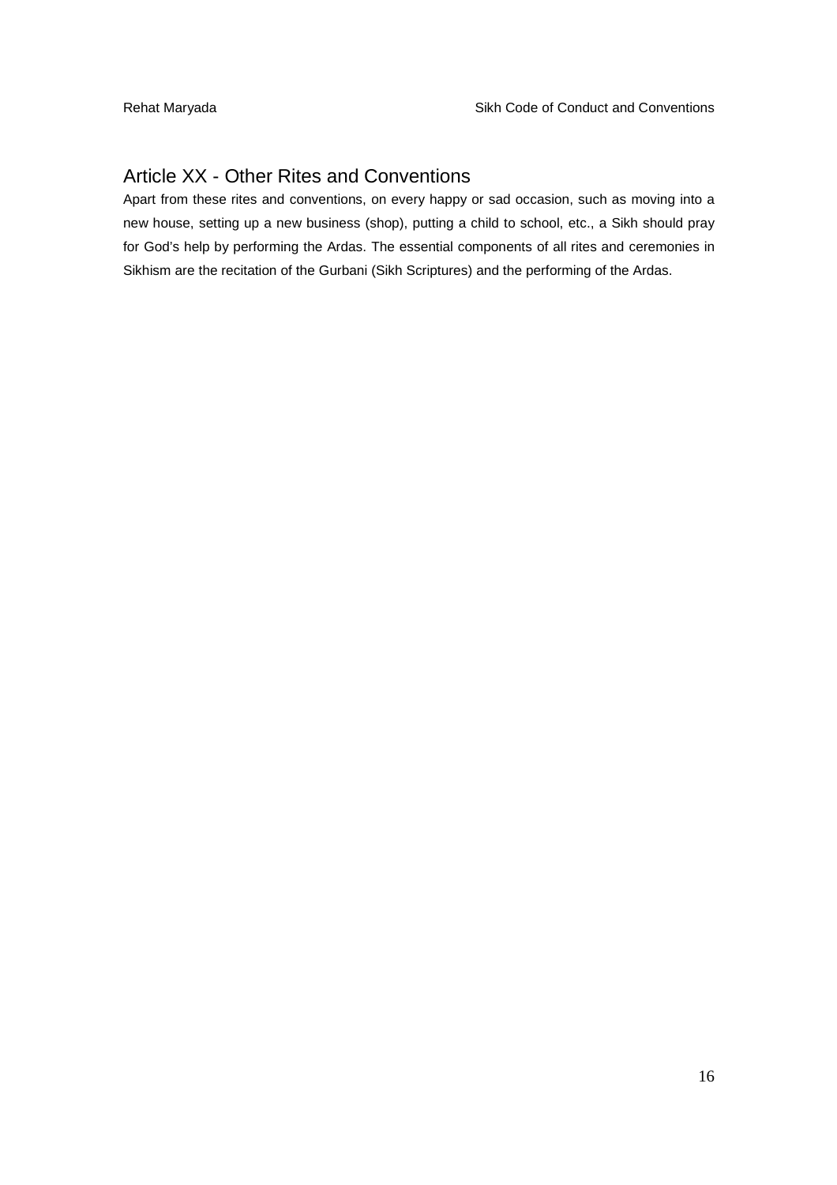## Article XX - Other Rites and Conventions

Apart from these rites and conventions, on every happy or sad occasion, such as moving into a new house, setting up a new business (shop), putting a child to school, etc., a Sikh should pray for God's help by performing the Ardas. The essential components of all rites and ceremonies in Sikhism are the recitation of the Gurbani (Sikh Scriptures) and the performing of the Ardas.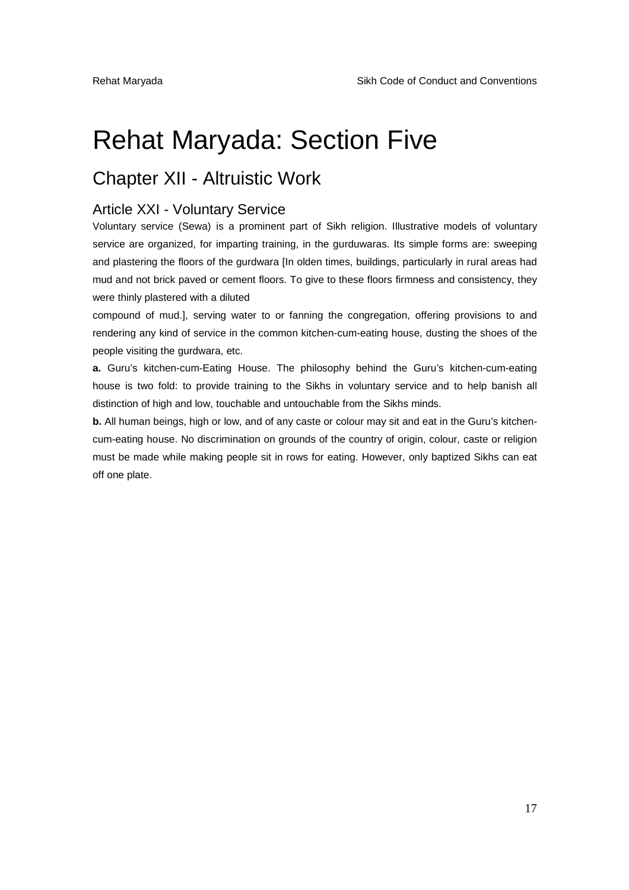# Rehat Maryada: Section Five

## Chapter XII - Altruistic Work

### Article XXI - Voluntary Service

Voluntary service (Sewa) is a prominent part of Sikh religion. Illustrative models of voluntary service are organized, for imparting training, in the gurduwaras. Its simple forms are: sweeping and plastering the floors of the gurdwara [In olden times, buildings, particularly in rural areas had mud and not brick paved or cement floors. To give to these floors firmness and consistency, they were thinly plastered with a diluted compound of mud.], serving water to or fanning the congregation, offering provisions to and rendering any kind of service in the common kitchen-cum-eating house, dusting the shoes of the people visiting the gurdwara, etc.

**a.** Guru's kitchen-cum-Eating House. The philosophy behind the Guru's kitchen-cum-eating house is two fold: to provide training to the Sikhs in voluntary service and to help banish all distinction of high and low, touchable and untouchable from the Sikhs minds.

**b.** All human beings, high or low, and of any caste or colour may sit and eat in the Guru's kitchen-cum-eating house. No discrimination on grounds of the country of origin, colour, caste or religion must be made while making people sit in rows for eating. However, only baptized Sikhs can eat off one plate.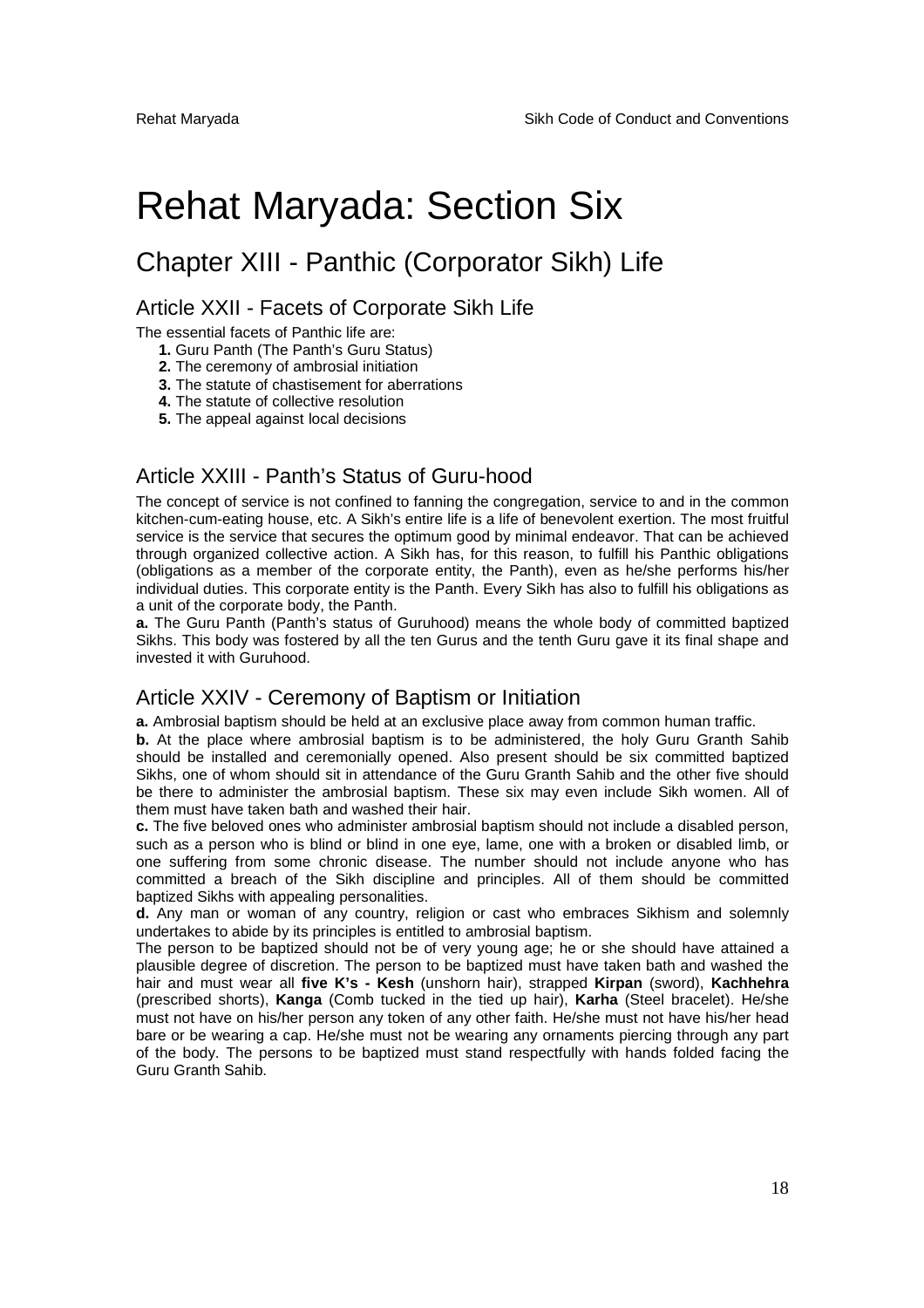# Rehat Maryada: Section Six

## Chapter XIII - Panthic (Corporator Sikh) Life

### Article XXII - Facets of Corporate Sikh Life

The essential facets of Panthic life are:

1. Guru Panth (The Panth's Guru Status)
2. The ceremony of ambrosial initiation
3. The statute of chastisement for aberrations
4. The statute of collective resolution
5. The appeal against local decisions

### Article XXIII - Panth's Status of Guru-hood

The concept of service is not confined to fanning the congregation, service to and in the common kitchen-cum-eating house, etc. A Sikh's entire life is a life of benevolent exertion. The most fruitful service is the service that secures the optimum good by minimal endeavor. That can be achieved through organized collective action. A Sikh has, for this reason, to fulfill his Panthic obligations (obligations as a member of the corporate entity, the Panth), even as he/she performs his/her individual duties. This corporate entity is the Panth. Every Sikh has also to fulfill his obligations as a unit of the corporate body, the Panth.

**a.** The Guru Panth (Panth's status of Guruhood) means the whole body of committed baptized Sikhs. This body was fostered by all the ten Gurus and the tenth Guru gave it its final shape and invested it with Guruhood.

### Article XXIV - Ceremony of Baptism or Initiation

**a.** Ambrosial baptism should be held at an exclusive place away from common human traffic.

**b.** At the place where ambrosial baptism is to be administered, the holy Guru Granth Sahib should be installed and ceremonially opened. Also present should be six committed baptized Sikhs, one of whom should sit in attendance of the Guru Granth Sahib and the other five should be there to administer the ambrosial baptism. These six may even include Sikh women. All of them must have taken bath and washed their hair.

**c.** The five beloved ones who administer ambrosial baptism should not include a disabled person, such as a person who is blind or blind in one eye, lame, one with a broken or disabled limb, or one suffering from some chronic disease. The number should not include anyone who has committed a breach of the Sikh discipline and principles. All of them should be committed baptized Sikhs with appealing personalities.

**d.** Any man or woman of any country, religion or cast who embraces Sikhism and solemnly undertakes to abide by its principles is entitled to ambrosial baptism.

The person to be baptized should not be of very young age; he or she should have attained a plausible degree of discretion. The person to be baptized must have taken bath and washed the hair and must wear all **five K's - Kesh** (unshorn hair), strapped **Kirpan** (sword), **Kachhehra** (prescribed shorts), **Kanga** (Comb tucked in the tied up hair), **Karha** (Steel bracelet). He/she must not have on his/her person any token of any other faith. He/she must not have his/her head bare or be wearing a cap. He/she must not be wearing any ornaments piercing through any part of the body. The persons to be baptized must stand respectfully with hands folded facing the Guru Granth Sahib.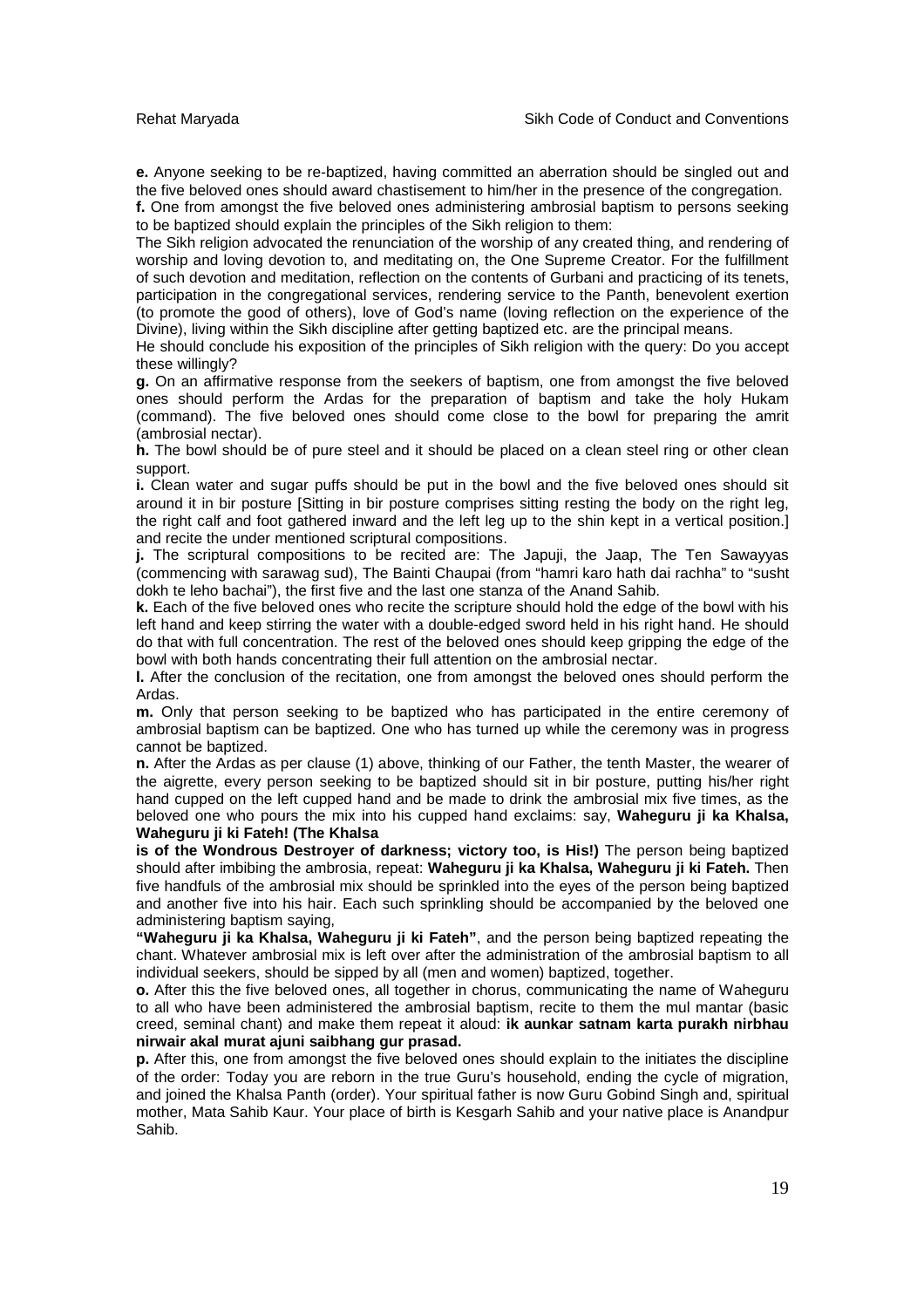**e.** Anyone seeking to be re-baptized, having committed an aberration should be singled out and the five beloved ones should award chastisement to him/her in the presence of the congregation.

**f.** One from amongst the five beloved ones administering ambrosial baptism to persons seeking to be baptized should explain the principles of the Sikh religion to them:

The Sikh religion advocated the renunciation of the worship of any created thing, and rendering of worship and loving devotion to, and meditating on, the One Supreme Creator. For the fulfillment of such devotion and meditation, reflection on the contents of Gurbani and practicing of its tenets, participation in the congregational services, rendering service to the Panth, benevolent exertion (to promote the good of others), love of God's name (loving reflection on the experience of the Divine), living within the Sikh discipline after getting baptized etc. are the principal means.

He should conclude his exposition of the principles of Sikh religion with the query: Do you accept these willingly?

**g.** On an affirmative response from the seekers of baptism, one from amongst the five beloved ones should perform the Ardas for the preparation of baptism and take the holy Hukam (command). The five beloved ones should come close to the bowl for preparing the amrit (ambrosial nectar).

**h.** The bowl should be of pure steel and it should be placed on a clean steel ring or other clean support.

**i.** Clean water and sugar puffs should be put in the bowl and the five beloved ones should sit around it in bir posture [Sitting in bir posture comprises sitting resting the body on the right leg, the right calf and foot gathered inward and the left leg up to the shin kept in a vertical position.] and recite the under mentioned scriptural compositions.

**j.** The scriptural compositions to be recited are: The Japuji, the Jaap, The Ten Sawayyas (commencing with sarawag sud), The Bainti Chaupai (from "hamri karo hath dai rachha" to "susht dokh te leho bachai"), the first five and the last one stanza of the Anand Sahib.

**k.** Each of the five beloved ones who recite the scripture should hold the edge of the bowl with his left hand and keep stirring the water with a double-edged sword held in his right hand. He should do that with full concentration. The rest of the beloved ones should keep gripping the edge of the bowl with both hands concentrating their full attention on the ambrosial nectar.

**l.** After the conclusion of the recitation, one from amongst the beloved ones should perform the Ardas.

**m.** Only that person seeking to be baptized who has participated in the entire ceremony of ambrosial baptism can be baptized. One who has turned up while the ceremony was in progress cannot be baptized.

**n.** After the Ardas as per clause (1) above, thinking of our Father, the tenth Master, the wearer of the aigrette, every person seeking to be baptized should sit in bir posture, putting his/her right hand cupped on the left cupped hand and be made to drink the ambrosial mix five times, as the beloved one who pours the mix into his cupped hand exclaims: say, **Waheguru ji ka Khalsa, Waheguru ji ki Fateh! (The Khalsa is of the Wondrous Destroyer of darkness; victory too, is His!)** The person being baptized should after imbibing the ambrosia, repeat: **Waheguru ji ka Khalsa, Waheguru ji ki Fateh.** Then five handfuls of the ambrosial mix should be sprinkled into the eyes of the person being baptized and another five into his hair. Each such sprinkling should be accompanied by the beloved one administering baptism saying, **"Waheguru ji ka Khalsa, Waheguru ji ki Fateh"**, and the person being baptized repeating the chant. Whatever ambrosial mix is left over after the administration of the ambrosial baptism to all individual seekers, should be sipped by all (men and women) baptized, together.

**o.** After this the five beloved ones, all together in chorus, communicating the name of Waheguru to all who have been administered the ambrosial baptism, recite to them the mul mantar (basic creed, seminal chant) and make them repeat it aloud: **ik aunkar satnam karta purakh nirbhau nirwair akal murat ajuni saibhang gur prasad.**

**p.** After this, one from amongst the five beloved ones should explain to the initiates the discipline of the order: Today you are reborn in the true Guru's household, ending the cycle of migration, and joined the Khalsa Panth (order). Your spiritual father is now Guru Gobind Singh and, spiritual mother, Mata Sahib Kaur. Your place of birth is Kesgarh Sahib and your native place is Anandpur Sahib.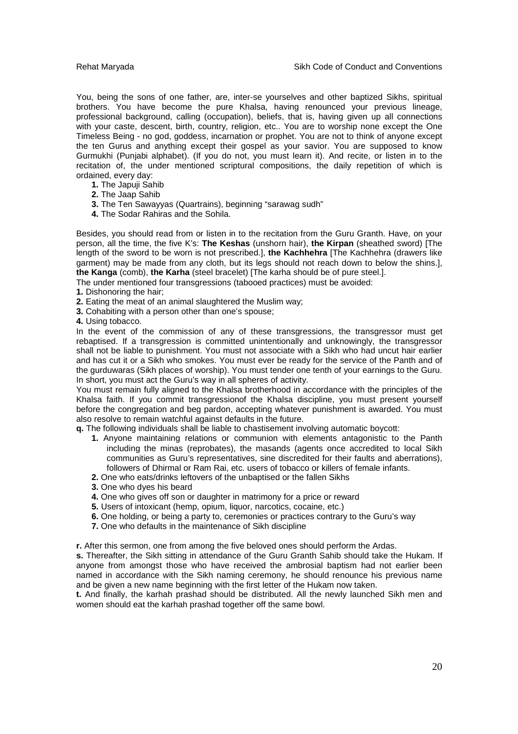You, being the sons of one father, are, inter-se yourselves and other baptized Sikhs, spiritual brothers. You have become the pure Khalsa, having renounced your previous lineage, professional background, calling (occupation), beliefs, that is, having given up all connections with your caste, descent, birth, country, religion, etc.. You are to worship none except the One Timeless Being - no god, goddess, incarnation or prophet. You are not to think of anyone except the ten Gurus and anything except their gospel as your savior. You are supposed to know Gurmukhi (Punjabi alphabet). (If you do not, you must learn it). And recite, or listen in to the recitation of, the under mentioned scriptural compositions, the daily repetition of which is ordained, every day:

1. The Japuji Sahib
2. The Jaap Sahib
3. The Ten Sawayyas (Quartrains), beginning "sarawag sudh"
4. The Sodar Rahiras and the Sohila.

Besides, you should read from or listen in to the recitation from the Guru Granth. Have, on your person, all the time, the five K's: **The Keshas** (unshorn hair), **the Kirpan** (sheathed sword) [The length of the sword to be worn is not prescribed.], **the Kachhehra** [The Kachhehra (drawers like garment) may be made from any cloth, but its legs should not reach down to below the shins.], **the Kanga** (comb), **the Karha** (steel bracelet) [The karha should be of pure steel.].

The under mentioned four transgressions (tabooed practices) must be avoided:

**1.** Dishonoring the hair;
**2.** Eating the meat of an animal slaughtered the Muslim way;
**3.** Cohabiting with a person other than one's spouse;
**4.** Using tobacco.

In the event of the commission of any of these transgressions, the transgressor must get rebaptised. If a transgression is committed unintentionally and unknowingly, the transgressor shall not be liable to punishment. You must not associate with a Sikh who had uncut hair earlier and has cut it or a Sikh who smokes. You must ever be ready for the service of the Panth and of the gurduwaras (Sikh places of worship). You must tender one tenth of your earnings to the Guru. In short, you must act the Guru's way in all spheres of activity.

You must remain fully aligned to the Khalsa brotherhood in accordance with the principles of the Khalsa faith. If you commit transgressionof the Khalsa discipline, you must present yourself before the congregation and beg pardon, accepting whatever punishment is awarded. You must also resolve to remain watchful against defaults in the future.

**q.** The following individuals shall be liable to chastisement involving automatic boycott:

1. Anyone maintaining relations or communion with elements antagonistic to the Panth including the minas (reprobates), the masands (agents once accredited to local Sikh communities as Guru's representatives, sine discredited for their faults and aberrations), followers of Dhirmal or Ram Rai, etc. users of tobacco or killers of female infants.
2. One who eats/drinks leftovers of the unbaptised or the fallen Sikhs
3. One who dyes his beard
4. One who gives off son or daughter in matrimony for a price or reward
5. Users of intoxicant (hemp, opium, liquor, narcotics, cocaine, etc.)
6. One holding, or being a party to, ceremonies or practices contrary to the Guru's way
7. One who defaults in the maintenance of Sikh discipline

**r.** After this sermon, one from among the five beloved ones should perform the Ardas.

**s.** Thereafter, the Sikh sitting in attendance of the Guru Granth Sahib should take the Hukam. If anyone from amongst those who have received the ambrosial baptism had not earlier been named in accordance with the Sikh naming ceremony, he should renounce his previous name and be given a new name beginning with the first letter of the Hukam now taken.

**t.** And finally, the karhah prashad should be distributed. All the newly launched Sikh men and women should eat the karhah prashad together off the same bowl.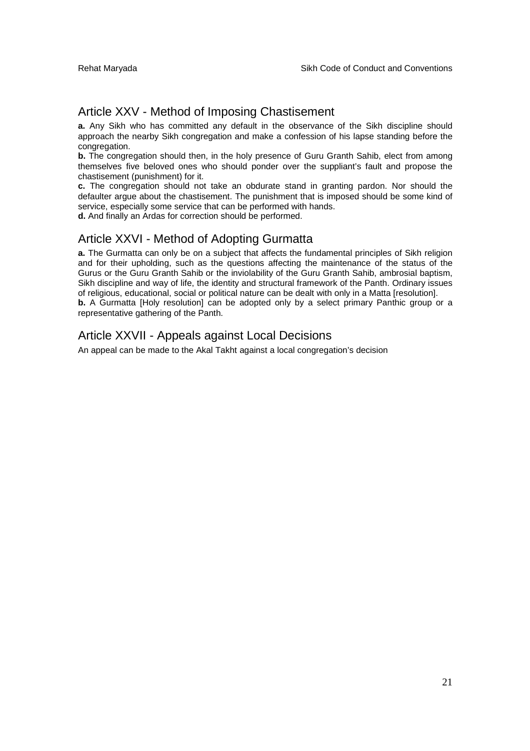## Article XXV - Method of Imposing Chastisement

**a.** Any Sikh who has committed any default in the observance of the Sikh discipline should approach the nearby Sikh congregation and make a confession of his lapse standing before the congregation.

**b.** The congregation should then, in the holy presence of Guru Granth Sahib, elect from among themselves five beloved ones who should ponder over the suppliant's fault and propose the chastisement (punishment) for it.

**c.** The congregation should not take an obdurate stand in granting pardon. Nor should the defaulter argue about the chastisement. The punishment that is imposed should be some kind of service, especially some service that can be performed with hands.

**d.** And finally an Ardas for correction should be performed.

## Article XXVI - Method of Adopting Gurmatta

**a.** The Gurmatta can only be on a subject that affects the fundamental principles of Sikh religion and for their upholding, such as the questions affecting the maintenance of the status of the Gurus or the Guru Granth Sahib or the inviolability of the Guru Granth Sahib, ambrosial baptism, Sikh discipline and way of life, the identity and structural framework of the Panth. Ordinary issues of religious, educational, social or political nature can be dealt with only in a Matta [resolution].

**b.** A Gurmatta [Holy resolution] can be adopted only by a select primary Panthic group or a representative gathering of the Panth.

## Article XXVII - Appeals against Local Decisions

An appeal can be made to the Akal Takht against a local congregation's decision